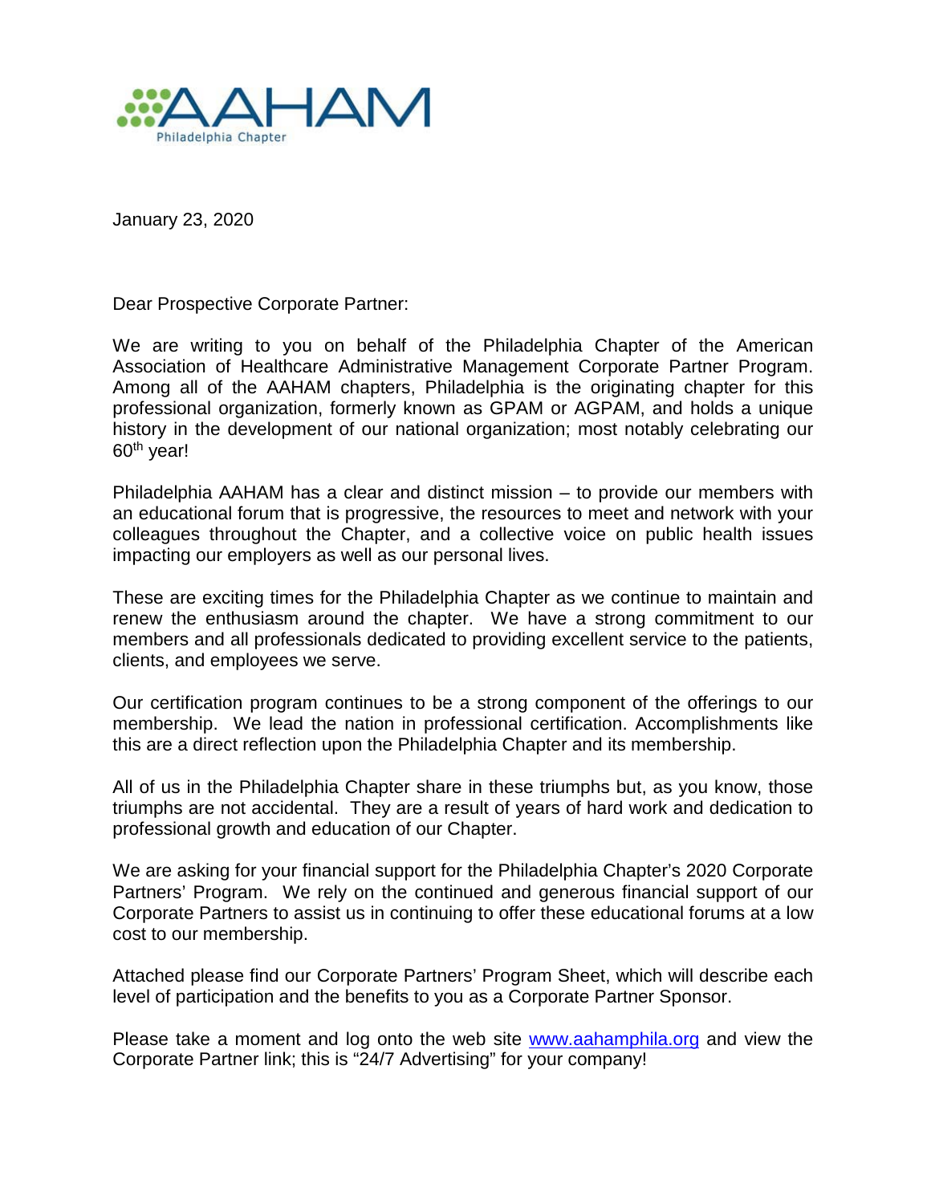AAHAM
Philadelphia Chapter

January 23, 2020

Dear Prospective Corporate Partner:

We are writing to you on behalf of the Philadelphia Chapter of the American Association of Healthcare Administrative Management Corporate Partner Program. Among all of the AAHAM chapters, Philadelphia is the originating chapter for this professional organization, formerly known as GPAM or AGPAM, and holds a unique history in the development of our national organization; most notably celebrating our 60th year!

Philadelphia AAHAM has a clear and distinct mission – to provide our members with an educational forum that is progressive, the resources to meet and network with your colleagues throughout the Chapter, and a collective voice on public health issues impacting our employers as well as our personal lives.

These are exciting times for the Philadelphia Chapter as we continue to maintain and renew the enthusiasm around the chapter. We have a strong commitment to our members and all professionals dedicated to providing excellent service to the patients, clients, and employees we serve.

Our certification program continues to be a strong component of the offerings to our membership. We lead the nation in professional certification. Accomplishments like this are a direct reflection upon the Philadelphia Chapter and its membership.

All of us in the Philadelphia Chapter share in these triumphs but, as you know, those triumphs are not accidental. They are a result of years of hard work and dedication to professional growth and education of our Chapter.

We are asking for your financial support for the Philadelphia Chapter's 2020 Corporate Partners' Program. We rely on the continued and generous financial support of our Corporate Partners to assist us in continuing to offer these educational forums at a low cost to our membership.

Attached please find our Corporate Partners' Program Sheet, which will describe each level of participation and the benefits to you as a Corporate Partner Sponsor.

Please take a moment and log onto the web site [www.aahamphila.org](http://www.aahamphila.org) and view the Corporate Partner link; this is "24/7 Advertising" for your company!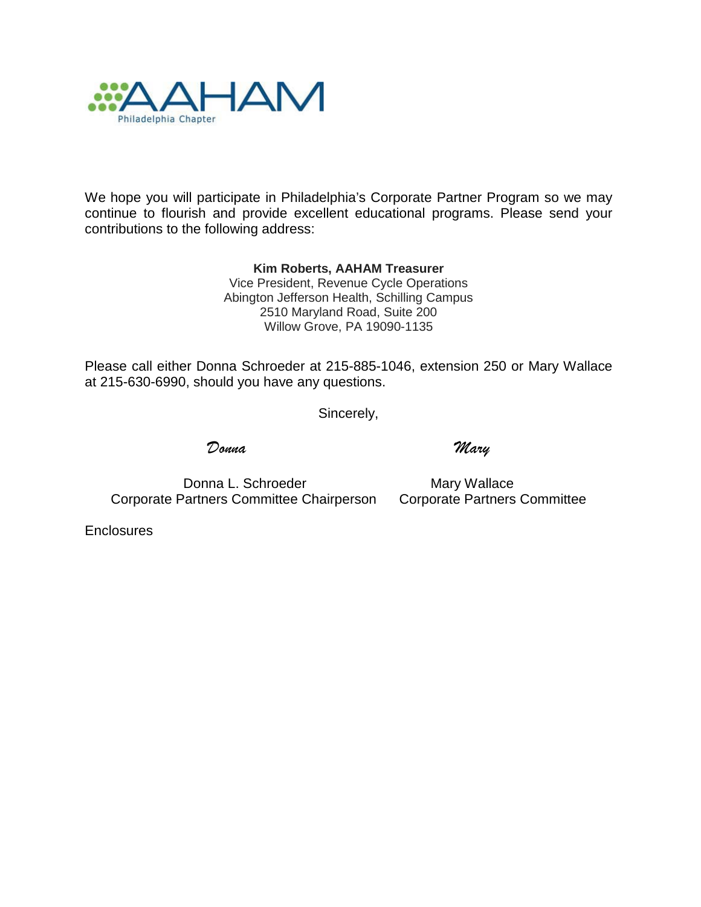AAHAM Philadelphia Chapter

We hope you will participate in Philadelphia's Corporate Partner Program so we may continue to flourish and provide excellent educational programs. Please send your contributions to the following address:

**Kim Roberts, AAHAM Treasurer**
Vice President, Revenue Cycle Operations
Abington Jefferson Health, Schilling Campus
2510 Maryland Road, Suite 200
Willow Grove, PA 19090-1135

Please call either Donna Schroeder at 215-885-1046, extension 250 or Mary Wallace at 215-630-6990, should you have any questions.

Sincerely,

*Donna*

Donna L. Schroeder
Corporate Partners Committee Chairperson

*Mary*

Mary Wallace
Corporate Partners Committee

Enclosures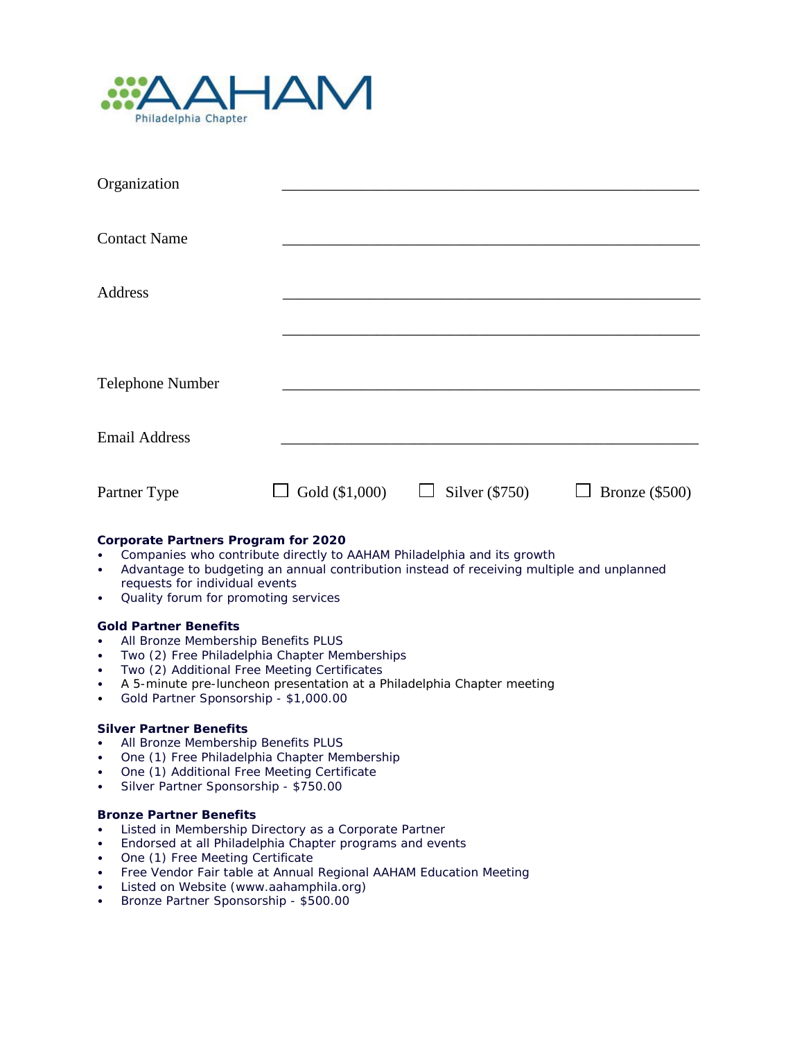AAHAM Philadelphia Chapter

Organization \_\_\_\_\_\_\_\_\_\_\_\_\_\_\_\_\_\_\_\_\_\_\_\_\_\_\_\_\_\_\_\_\_\_\_\_\_\_\_\_\_\_\_\_\_\_\_\_\_\_\_\_

Contact Name \_\_\_\_\_\_\_\_\_\_\_\_\_\_\_\_\_\_\_\_\_\_\_\_\_\_\_\_\_\_\_\_\_\_\_\_\_\_\_\_\_\_\_\_\_\_\_\_\_\_\_\_

Address \_\_\_\_\_\_\_\_\_\_\_\_\_\_\_\_\_\_\_\_\_\_\_\_\_\_\_\_\_\_\_\_\_\_\_\_\_\_\_\_\_\_\_\_\_\_\_\_\_\_\_\_

\_\_\_\_\_\_\_\_\_\_\_\_\_\_\_\_\_\_\_\_\_\_\_\_\_\_\_\_\_\_\_\_\_\_\_\_\_\_\_\_\_\_\_\_\_\_\_\_\_\_\_\_

Telephone Number \_\_\_\_\_\_\_\_\_\_\_\_\_\_\_\_\_\_\_\_\_\_\_\_\_\_\_\_\_\_\_\_\_\_\_\_\_\_\_\_\_\_\_\_\_\_\_\_\_\_\_\_

Email Address \_\_\_\_\_\_\_\_\_\_\_\_\_\_\_\_\_\_\_\_\_\_\_\_\_\_\_\_\_\_\_\_\_\_\_\_\_\_\_\_\_\_\_\_\_\_\_\_\_\_\_\_

Partner Type ☐ Gold ($1,000) ☐ Silver ($750) ☐ Bronze ($500)

**Corporate Partners Program for 2020**
- Companies who contribute directly to AAHAM Philadelphia and its growth
- Advantage to budgeting an annual contribution instead of receiving multiple and unplanned requests for individual events
- Quality forum for promoting services

**Gold Partner Benefits**
- All Bronze Membership Benefits PLUS
- Two (2) Free Philadelphia Chapter Memberships
- Two (2) Additional Free Meeting Certificates
- A 5-minute pre-luncheon presentation at a Philadelphia Chapter meeting
- Gold Partner Sponsorship - $1,000.00

**Silver Partner Benefits**
- All Bronze Membership Benefits PLUS
- One (1) Free Philadelphia Chapter Membership
- One (1) Additional Free Meeting Certificate
- Silver Partner Sponsorship - $750.00

**Bronze Partner Benefits**
- Listed in Membership Directory as a Corporate Partner
- Endorsed at all Philadelphia Chapter programs and events
- One (1) Free Meeting Certificate
- Free Vendor Fair table at Annual Regional AAHAM Education Meeting
- Listed on Website (www.aahamphila.org)
- Bronze Partner Sponsorship - $500.00